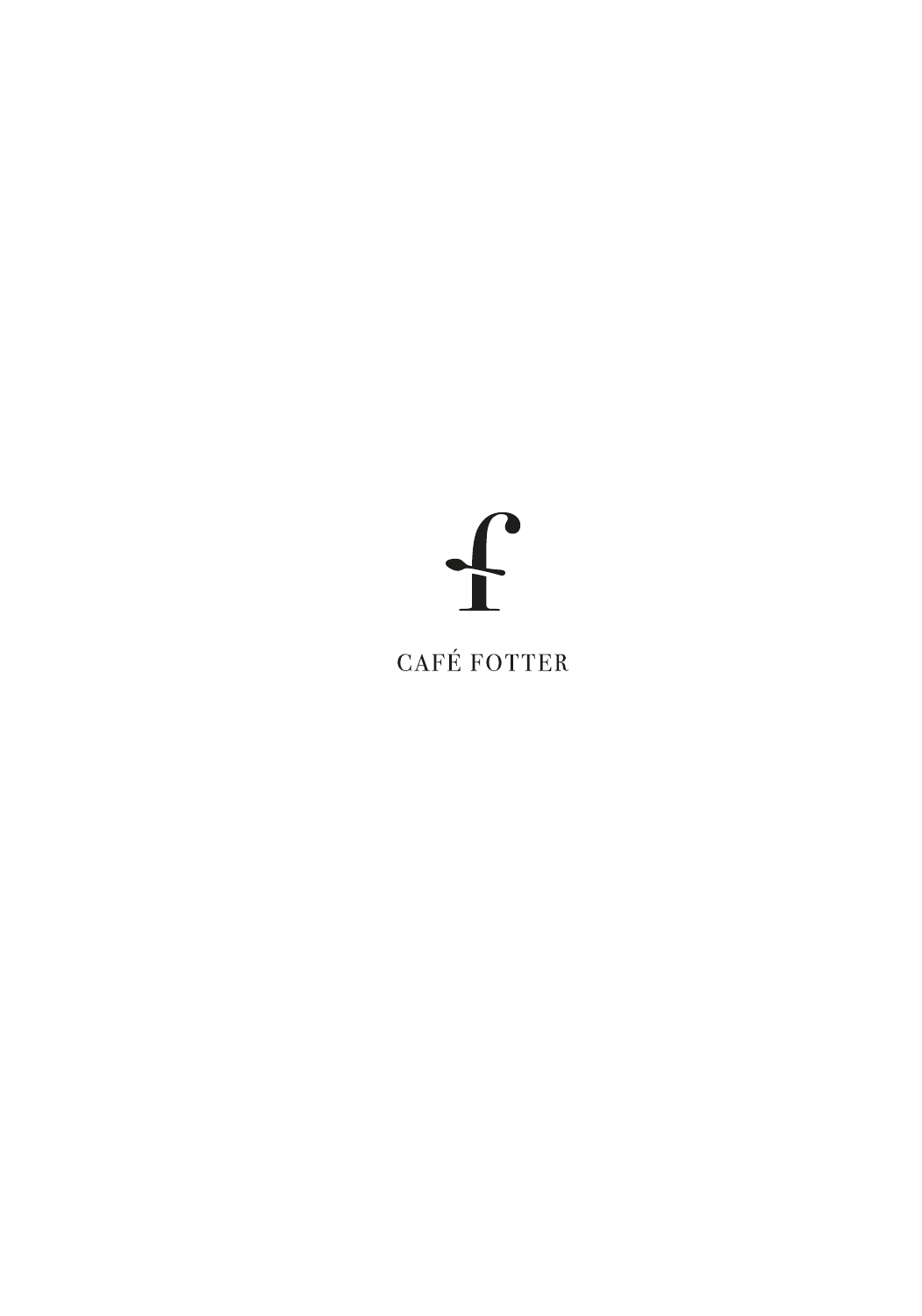f

CAFÉ FOTTER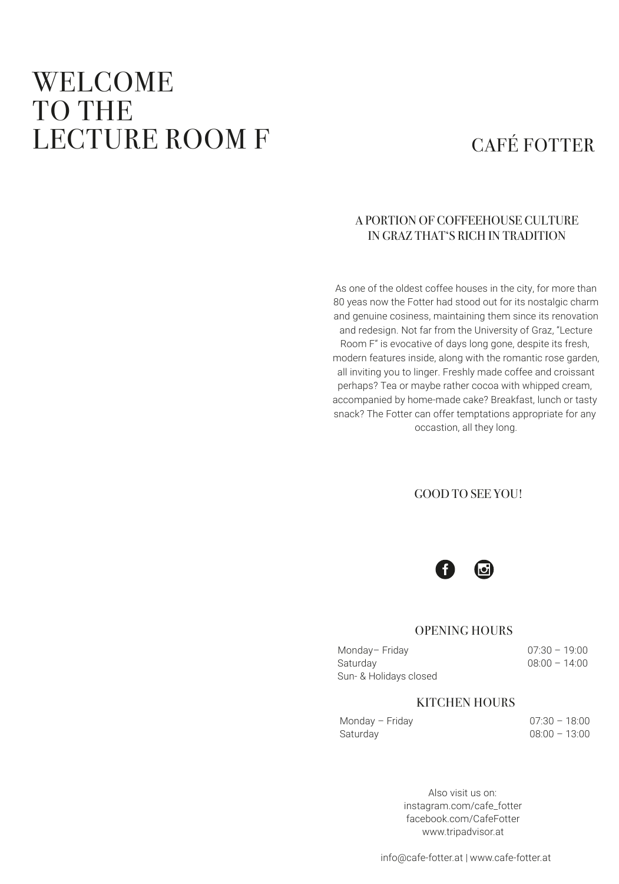# WELCOME TO THE LECTURE ROOM F

## CAFÉ FOTTER

### A PORTION OF COFFEEHOUSE CULTURE IN GRAZ THAT'S RICH IN TRADITION

As one of the oldest coffee houses in the city, for more than 80 yeas now the Fotter had stood out for its nostalgic charm and genuine cosiness, maintaining them since its renovation and redesign. Not far from the University of Graz, "Lecture Room F" is evocative of days long gone, despite its fresh, modern features inside, along with the romantic rose garden, all inviting you to linger. Freshly made coffee and croissant perhaps? Tea or maybe rather cocoa with whipped cream, accompanied by home-made cake? Breakfast, lunch or tasty snack? The Fotter can offer temptations appropriate for any occastion, all they long.

GOOD TO SEE YOU!

### OPENING HOURS

| | |
|---|---|
| Monday– Friday | 07:30 – 19:00 |
| Saturday | 08:00 – 14:00 |
| Sun- & Holidays closed | |

### KITCHEN HOURS

| | |
|---|---|
| Monday – Friday | 07:30 – 18:00 |
| Saturday | 08:00 – 13:00 |

Also visit us on:
instagram.com/cafe_fotter
facebook.com/CafeFotter
www.tripadvisor.at

info@cafe-fotter.at | www.cafe-fotter.at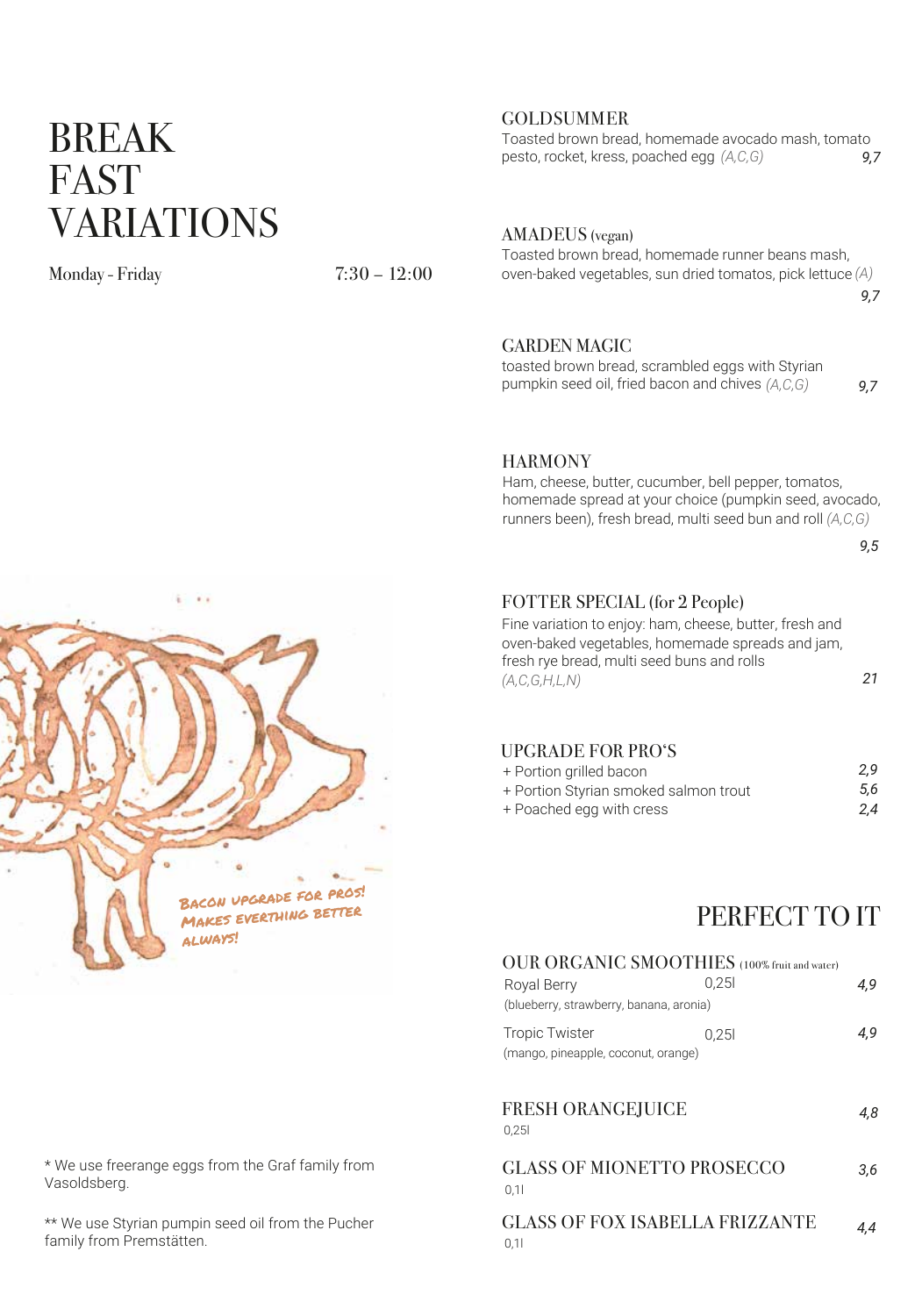# BREAK FAST VARIATIONS

Monday - Friday 7:30 – 12:00

### GOLDSUMMER

Toasted brown bread, homemade avocado mash, tomato pesto, rocket, kress, poached egg *(A,C,G)* *9,7*

### AMADEUS (vegan)

Toasted brown bread, homemade runner beans mash, oven-baked vegetables, sun dried tomatos, pick lettuce *(A)* *9,7*

### GARDEN MAGIC

toasted brown bread, scrambled eggs with Styrian pumpkin seed oil, fried bacon and chives *(A,C,G)* *9,7*

### HARMONY

Ham, cheese, butter, cucumber, bell pepper, tomatos, homemade spread at your choice (pumpkin seed, avocado, runners been), fresh bread, multi seed bun and roll *(A,C,G)* *9,5*

### FOTTER SPECIAL (for 2 People)

Fine variation to enjoy: ham, cheese, butter, fresh and oven-baked vegetables, homemade spreads and jam, fresh rye bread, multi seed buns and rolls *(A,C,G,H,L,N)* *21*

### UPGRADE FOR PRO'S

+ Portion grilled bacon *2,9*
+ Portion Styrian smoked salmon trout *5,6*
+ Poached egg with cress *2,4*

Bacon upgrade for pros! Makes everthing better always!

* We use freerange eggs from the Graf family from Vasoldsberg.

** We use Styrian pumpin seed oil from the Pucher family from Premstätten.

## PERFECT TO IT

### OUR ORGANIC SMOOTHIES (100% fruit and water)

Royal Berry 0,25l *4,9*
(blueberry, strawberry, banana, aronia)

Tropic Twister 0,25l *4,9*
(mango, pineapple, coconut, orange)

### FRESH ORANGEJUICE

0,25l *4,8*

### GLASS OF MIONETTO PROSECCO

0,1l *3,6*

### GLASS OF FOX ISABELLA FRIZZANTE

0,1l *4,4*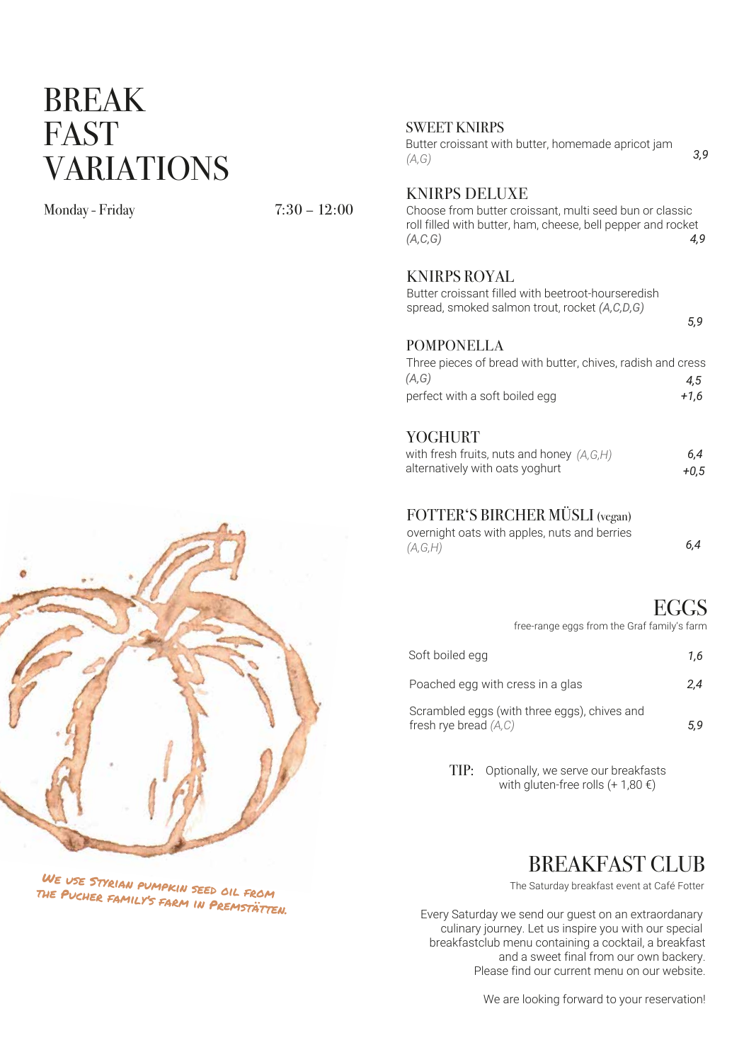# BREAK FAST VARIATIONS

Monday - Friday 7:30 – 12:00

### SWEET KNIRPS

Butter croissant with butter, homemade apricot jam *(A,G)* *3,9*

### KNIRPS DELUXE

Choose from butter croissant, multi seed bun or classic roll filled with butter, ham, cheese, bell pepper and rocket *(A,C,G)* *4,9*

### KNIRPS ROYAL

Butter croissant filled with beetroot-hourseredish spread, smoked salmon trout, rocket *(A,C,D,G)* *5,9*

### POMPONELLA

Three pieces of bread with butter, chives, radish and cress *(A,G)* *4,5*

perfect with a soft boiled egg *+1,6*

### YOGHURT

with fresh fruits, nuts and honey *(A,G,H)* *6,4*

alternatively with oats yoghurt *+0,5*

### FOTTER'S BIRCHER MÜSLI (vegan)

overnight oats with apples, nuts and berries *(A,G,H)* *6,4*

## EGGS

free-range eggs from the Graf family's farm

| | |
|---|---|
| Soft boiled egg | *1,6* |
| Poached egg with cress in a glas | *2,4* |
| Scrambled eggs (with three eggs), chives and fresh rye bread *(A,C)* | *5,9* |

TIP: Optionally, we serve our breakfasts with gluten-free rolls (+ 1,80 €)

## BREAKFAST CLUB

The Saturday breakfast event at Café Fotter

Every Saturday we send our guest on an extraordanary culinary journey. Let us inspire you with our special breakfastclub menu containing a cocktail, a breakfast and a sweet final from our own backery. Please find our current menu on our website.

We are looking forward to your reservation!

We use Styrian pumpkin seed oil from the Pucher family's farm in Premstätten.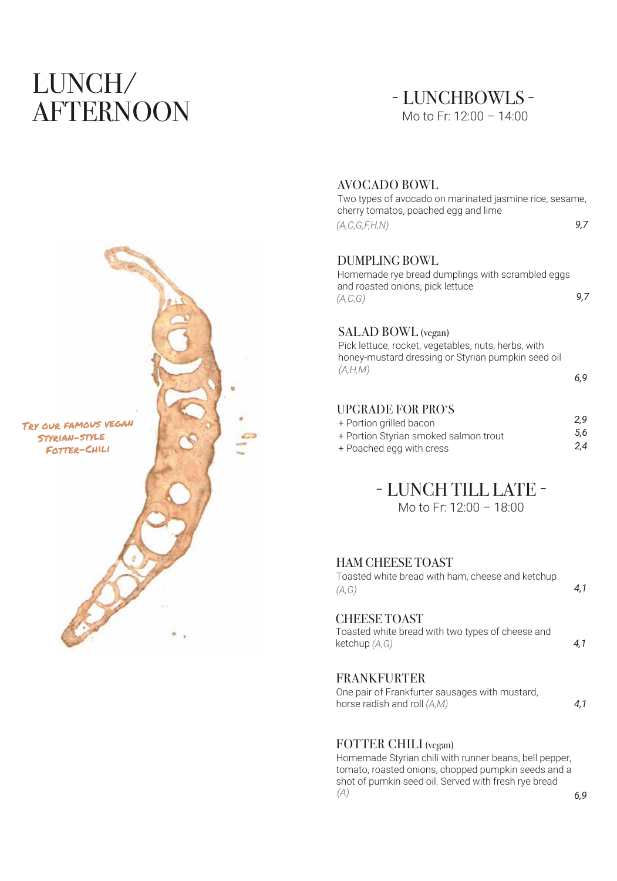# LUNCH/ AFTERNOON

Try our famous vegan Styrian-style Fotter-Chili

## - LUNCHBOWLS -

Mo to Fr: 12:00 – 14:00

### AVOCADO BOWL

Two types of avocado on marinated jasmine rice, sesame, cherry tomatos, poached egg and lime
*(A,C,G,F,H,N)* — *9,7*

### DUMPLING BOWL

Homemade rye bread dumplings with scrambled eggs and roasted onions, pick lettuce
*(A,C,G)* — *9,7*

### SALAD BOWL (vegan)

Pick lettuce, rocket, vegetables, nuts, herbs, with honey-mustard dressing or Styrian pumpkin seed oil
*(A,H,M)* — *6,9*

### UPGRADE FOR PRO'S

- + Portion grilled bacon — *2,9*
- + Portion Styrian smoked salmon trout — *5,6*
- + Poached egg with cress — *2,4*

## - LUNCH TILL LATE -

Mo to Fr: 12:00 – 18:00

### HAM CHEESE TOAST

Toasted white bread with ham, cheese and ketchup
*(A,G)* — *4,1*

### CHEESE TOAST

Toasted white bread with two types of cheese and ketchup *(A,G)* — *4,1*

### FRANKFURTER

One pair of Frankfurter sausages with mustard, horse radish and roll *(A,M)* — *4,1*

### FOTTER CHILI (vegan)

Homemade Styrian chili with runner beans, bell pepper, tomato, roasted onions, chopped pumpkin seeds and a shot of pumkin seed oil. Served with fresh rye bread
*(A)* — *6,9*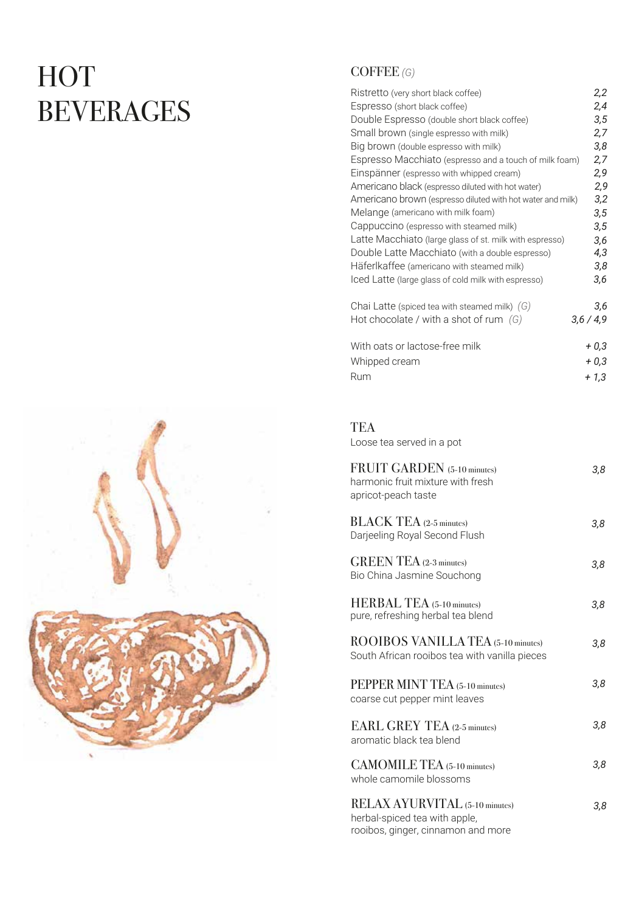# HOT BEVERAGES

## COFFEE *(G)*

| Item | Price |
|---|---|
| Ristretto (very short black coffee) | *2,2* |
| Espresso (short black coffee) | *2,4* |
| Double Espresso (double short black coffee) | *3,5* |
| Small brown (single espresso with milk) | *2,7* |
| Big brown (double espresso with milk) | *3,8* |
| Espresso Macchiato (espresso and a touch of milk foam) | *2,7* |
| Einspänner (espresso with whipped cream) | *2,9* |
| Americano black (espresso diluted with hot water) | *2,9* |
| Americano brown (espresso diluted with hot water and milk) | *3,2* |
| Melange (americano with milk foam) | *3,5* |
| Cappuccino (espresso with steamed milk) | *3,5* |
| Latte Macchiato (large glass of st. milk with espresso) | *3,6* |
| Double Latte Macchiato (with a double espresso) | *4,3* |
| Häferlkaffee (americano with steamed milk) | *3,8* |
| Iced Latte (large glass of cold milk with espresso) | *3,6* |
| | |
| Chai Latte (spiced tea with steamed milk) *(G)* | *3,6* |
| Hot chocolate / with a shot of rum *(G)* | *3,6 / 4,9* |
| | |
| With oats or lactose-free milk | *+ 0,3* |
| Whipped cream | *+ 0,3* |
| Rum | *+ 1,3* |

## TEA

Loose tea served in a pot

| Item | Price |
|---|---|
| FRUIT GARDEN (5-10 minutes)<br>harmonic fruit mixture with fresh apricot-peach taste | *3,8* |
| BLACK TEA (2-5 minutes)<br>Darjeeling Royal Second Flush | *3,8* |
| GREEN TEA (2-3 minutes)<br>Bio China Jasmine Souchong | *3,8* |
| HERBAL TEA (5-10 minutes)<br>pure, refreshing herbal tea blend | *3,8* |
| ROOIBOS VANILLA TEA (5-10 minutes)<br>South African rooibos tea with vanilla pieces | *3,8* |
| PEPPER MINT TEA (5-10 minutes)<br>coarse cut pepper mint leaves | *3,8* |
| EARL GREY TEA (2-5 minutes)<br>aromatic black tea blend | *3,8* |
| CAMOMILE TEA (5-10 minutes)<br>whole camomile blossoms | *3,8* |
| RELAX AYURVITAL (5-10 minutes)<br>herbal-spiced tea with apple, rooibos, ginger, cinnamon and more | *3,8* |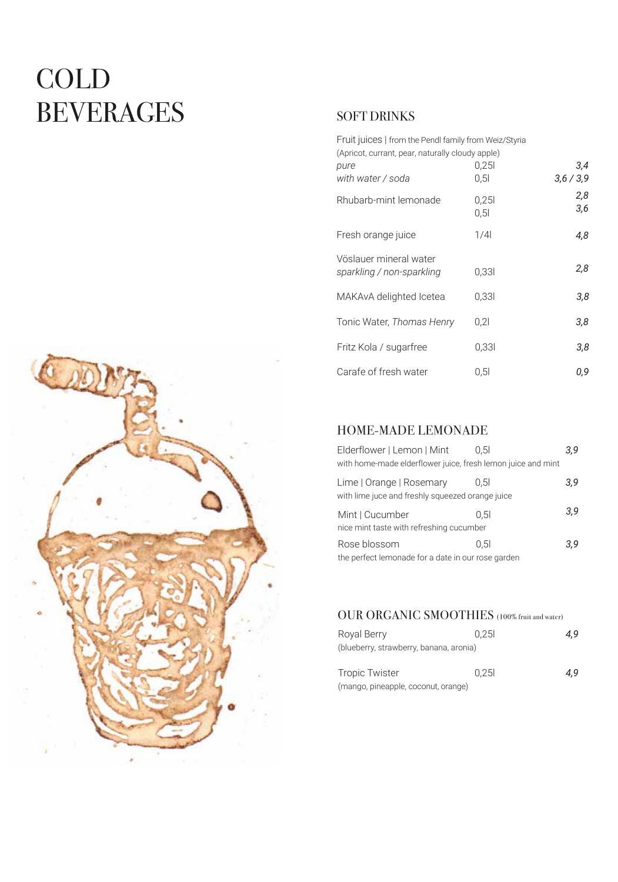# COLD BEVERAGES

## SOFT DRINKS

| | | |
|---|---|---|
| Fruit juices \| from the Pendl family from Weiz/Styria (Apricot, currant, pear, naturally cloudy apple) | | |
| *pure* | 0,25l | *3,4* |
| *with water / soda* | 0,5l | *3,6 / 3,9* |
| Rhubarb-mint lemonade | 0,25l | *2,8* |
| | 0,5l | *3,6* |
| Fresh orange juice | 1/4l | *4,8* |
| Vöslauer mineral water *sparkling / non-sparkling* | 0,33l | *2,8* |
| MAKAvA delighted Icetea | 0,33l | *3,8* |
| Tonic Water, *Thomas Henry* | 0,2l | *3,8* |
| Fritz Kola / sugarfree | 0,33l | *3,8* |
| Carafe of fresh water | 0,5l | *0,9* |

## HOME-MADE LEMONADE

| | | |
|---|---|---|
| Elderflower \| Lemon \| Mint<br>with home-made elderflower juice, fresh lemon juice and mint | 0,5l | *3,9* |
| Lime \| Orange \| Rosemary<br>with lime juce and freshly squeezed orange juice | 0,5l | *3,9* |
| Mint \| Cucumber<br>nice mint taste with refreshing cucumber | 0,5l | *3,9* |
| Rose blossom<br>the perfect lemonade for a date in our rose garden | 0,5l | *3,9* |

## OUR ORGANIC SMOOTHIES (100% fruit and water)

| | | |
|---|---|---|
| Royal Berry<br>(blueberry, strawberry, banana, aronia) | 0,25l | *4,9* |
| Tropic Twister<br>(mango, pineapple, coconut, orange) | 0,25l | *4,9* |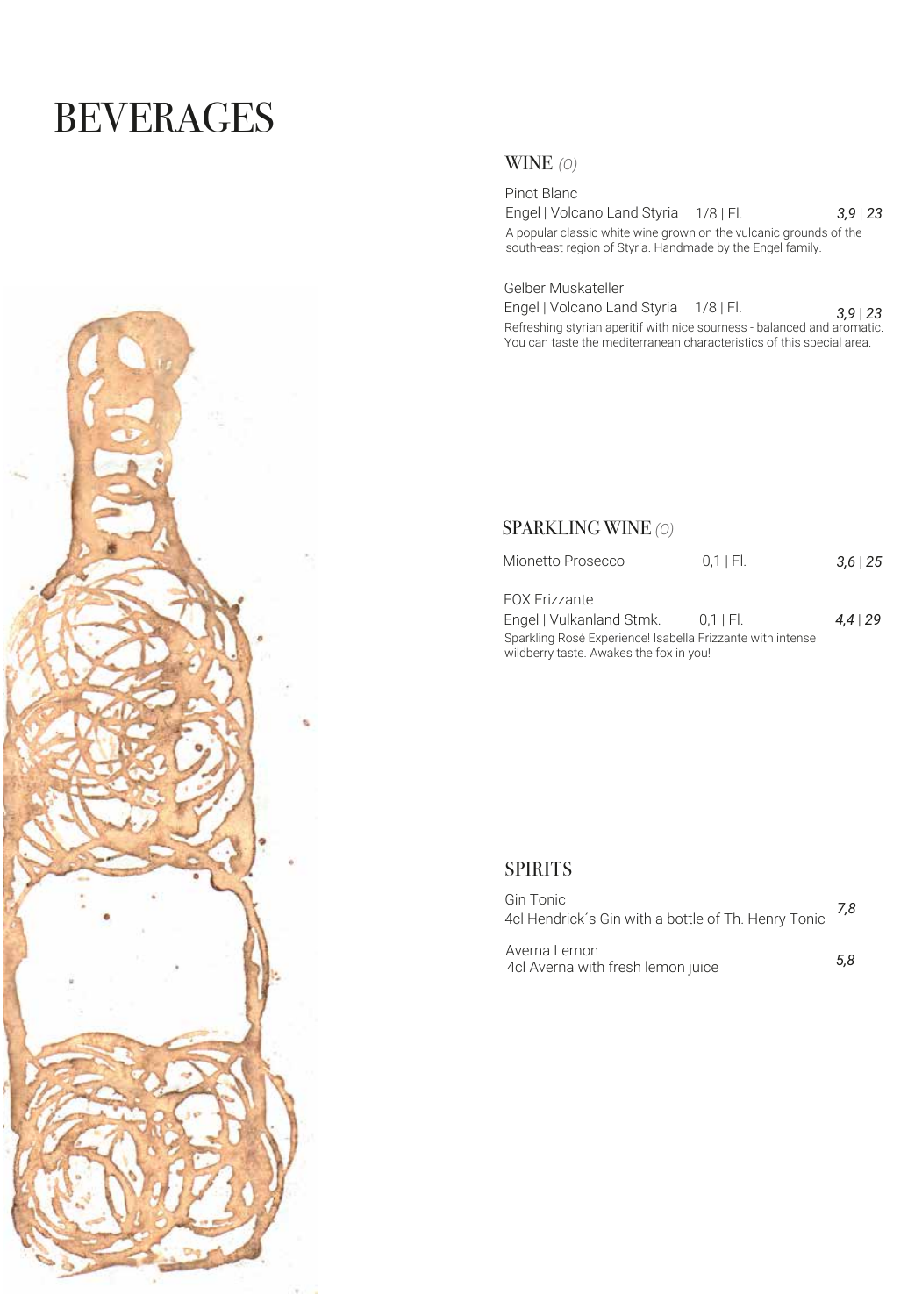# BEVERAGES

## WINE *(O)*

Pinot Blanc
Engel | Volcano Land Styria 1/8 | Fl. *3,9 | 23*
A popular classic white wine grown on the vulcanic grounds of the south-east region of Styria. Handmade by the Engel family.

Gelber Muskateller
Engel | Volcano Land Styria 1/8 | Fl. *3,9 | 23*
Refreshing styrian aperitif with nice sourness - balanced and aromatic. You can taste the mediterranean characteristics of this special area.

## SPARKLING WINE *(O)*

Mionetto Prosecco 0,1 | Fl. *3,6 | 25*

FOX Frizzante
Engel | Vulkanland Stmk. 0,1 | Fl. *4,4 | 29*
Sparkling Rosé Experience! Isabella Frizzante with intense wildberry taste. Awakes the fox in you!

## SPIRITS

Gin Tonic
4cl Hendrick´s Gin with a bottle of Th. Henry Tonic *7,8*

Averna Lemon
4cl Averna with fresh lemon juice *5,8*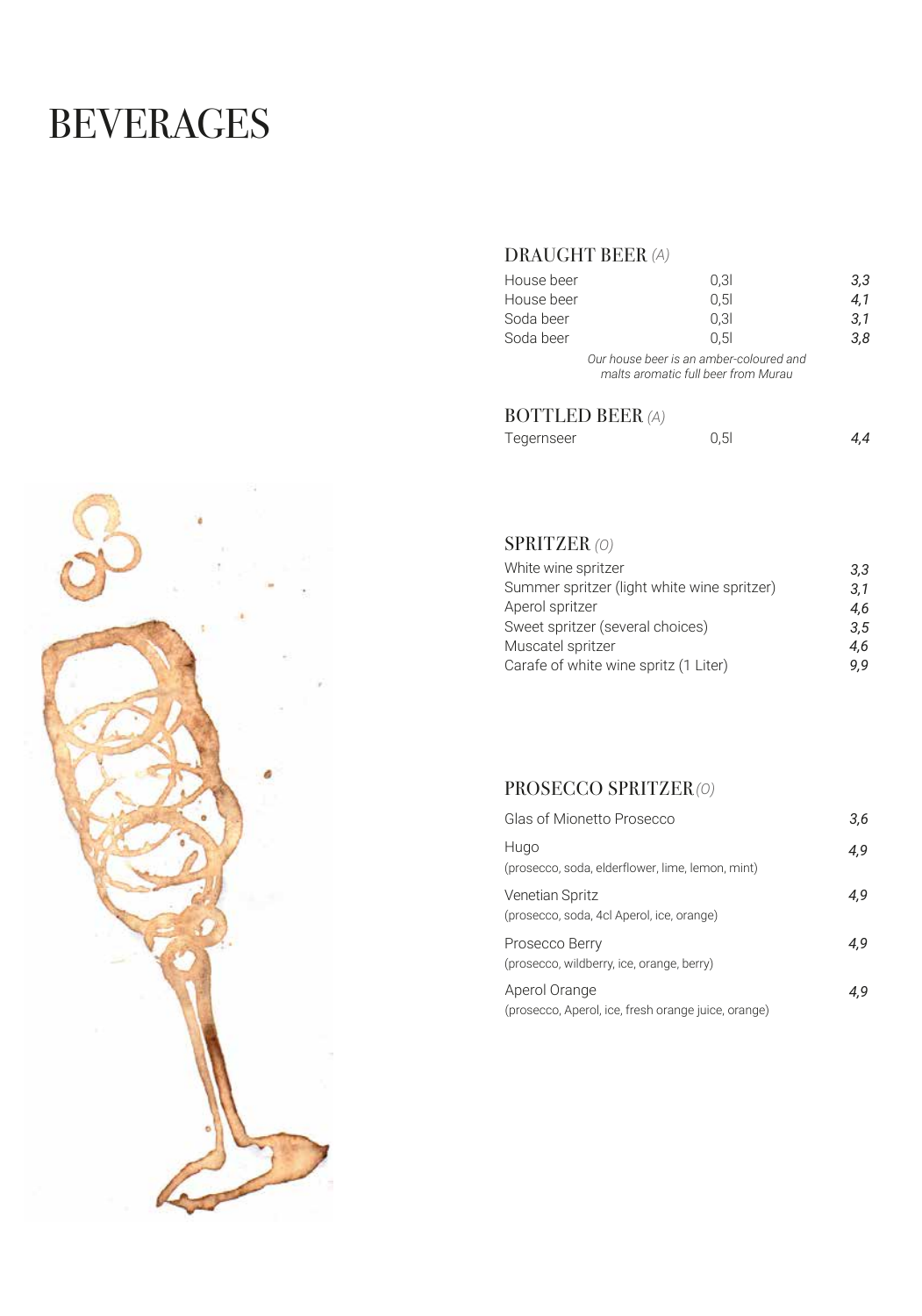# BEVERAGES

## DRAUGHT BEER *(A)*

| | | |
|---|---|---|
| House beer | 0,3l | *3,3* |
| House beer | 0,5l | *4,1* |
| Soda beer | 0,3l | *3,1* |
| Soda beer | 0,5l | *3,8* |

*Our house beer is an amber-coloured and malts aromatic full beer from Murau*

## BOTTLED BEER *(A)*

| | | |
|---|---|---|
| Tegernseer | 0,5l | *4,4* |

## SPRITZER *(O)*

| | |
|---|---|
| White wine spritzer | *3,3* |
| Summer spritzer (light white wine spritzer) | *3,1* |
| Aperol spritzer | *4,6* |
| Sweet spritzer (several choices) | *3,5* |
| Muscatel spritzer | *4,6* |
| Carafe of white wine spritz (1 Liter) | *9,9* |

## PROSECCO SPRITZER *(O)*

| | |
|---|---|
| Glas of Mionetto Prosecco | *3,6* |
| Hugo<br>(prosecco, soda, elderflower, lime, lemon, mint) | *4,9* |
| Venetian Spritz<br>(prosecco, soda, 4cl Aperol, ice, orange) | *4,9* |
| Prosecco Berry<br>(prosecco, wildberry, ice, orange, berry) | *4,9* |
| Aperol Orange<br>(prosecco, Aperol, ice, fresh orange juice, orange) | *4,9* |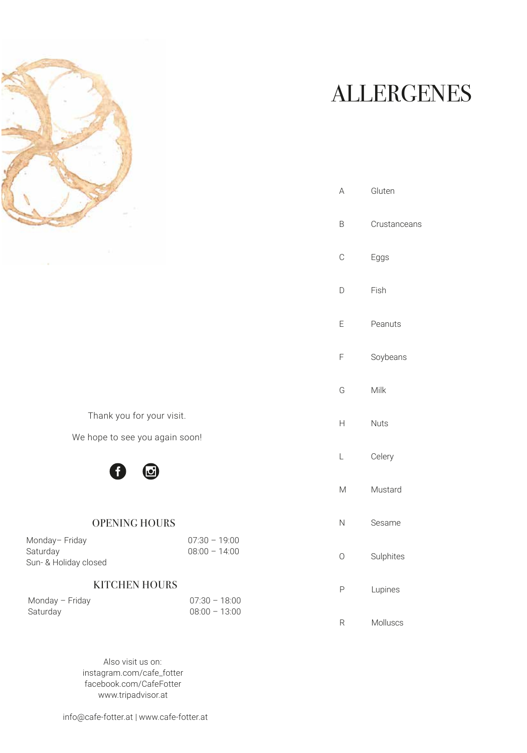# ALLERGENES

| | |
|---|---|
| A | Gluten |
| B | Crustanceans |
| C | Eggs |
| D | Fish |
| E | Peanuts |
| F | Soybeans |
| G | Milk |
| H | Nuts |
| L | Celery |
| M | Mustard |
| N | Sesame |
| O | Sulphites |
| P | Lupines |
| R | Molluscs |

Thank you for your visit.

We hope to see you again soon!

## OPENING HOURS

| | |
|---|---|
| Monday– Friday | 07:30 – 19:00 |
| Saturday | 08:00 – 14:00 |
| Sun- & Holiday closed | |

## KITCHEN HOURS

| | |
|---|---|
| Monday – Friday | 07:30 – 18:00 |
| Saturday | 08:00 – 13:00 |

Also visit us on:
instagram.com/cafe_fotter
facebook.com/CafeFotter
www.tripadvisor.at

info@cafe-fotter.at | www.cafe-fotter.at